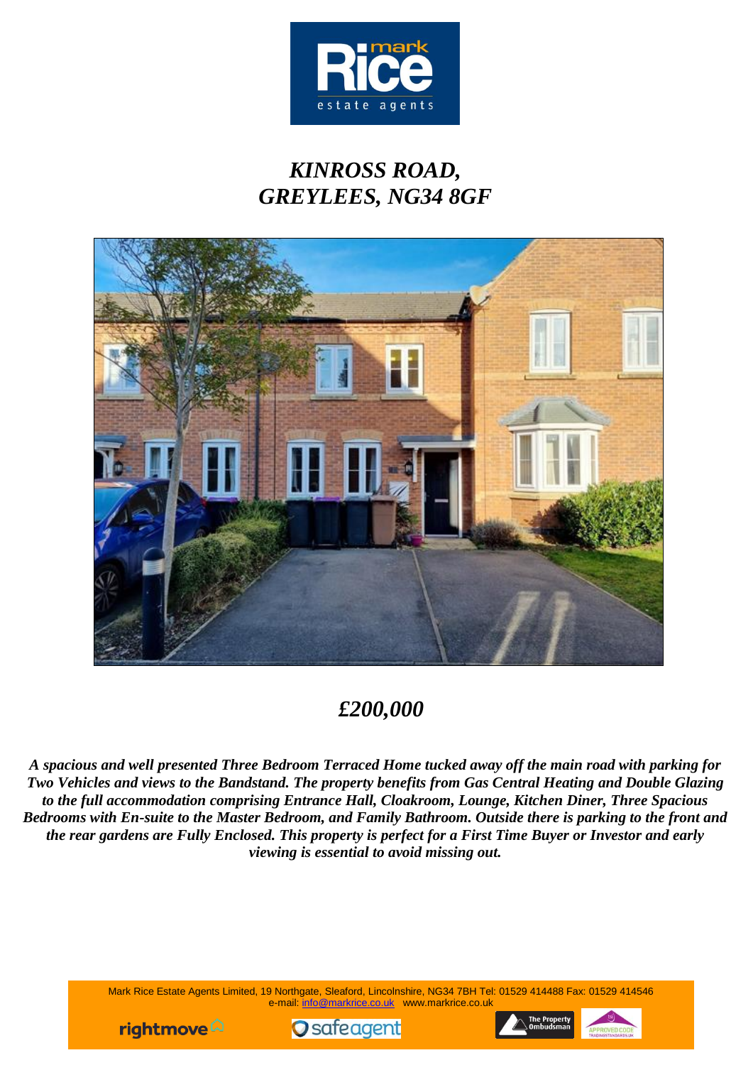# *KINROSS ROAD, GREYLEES, NG34 8GF*

## *£200,000*

***A spacious and well presented Three Bedroom Terraced Home tucked away off the main road with parking for Two Vehicles and views to the Bandstand. The property benefits from Gas Central Heating and Double Glazing to the full accommodation comprising Entrance Hall, Cloakroom, Lounge, Kitchen Diner, Three Spacious Bedrooms with En-suite to the Master Bedroom, and Family Bathroom. Outside there is parking to the front and the rear gardens are Fully Enclosed. This property is perfect for a First Time Buyer or Investor and early viewing is essential to avoid missing out.***

Mark Rice Estate Agents Limited, 19 Northgate, Sleaford, Lincolnshire, NG34 7BH Tel: 01529 414488 Fax: 01529 414546
e-mail: info@markrice.co.uk www.markrice.co.uk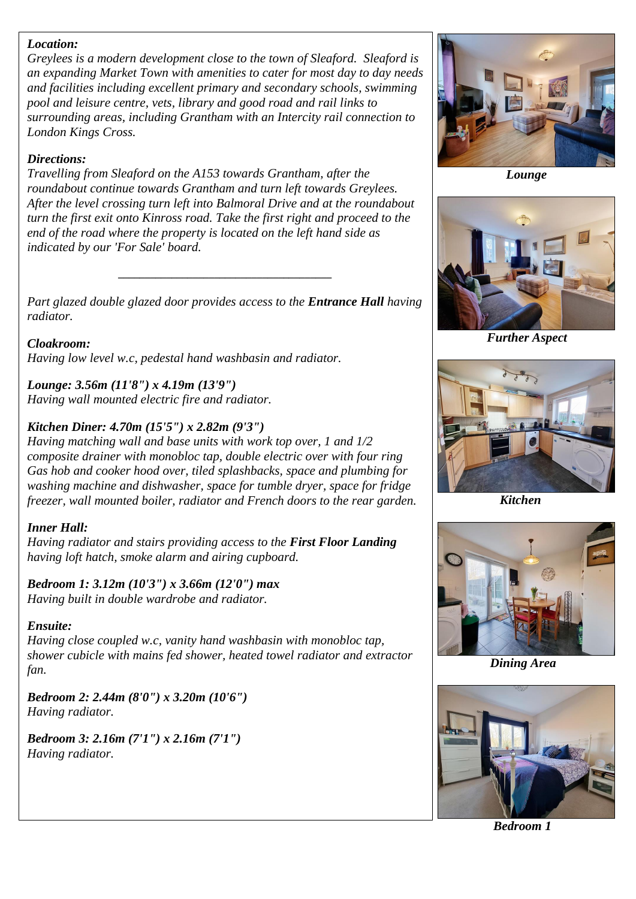***Location:***
*Greylees is a modern development close to the town of Sleaford. Sleaford is an expanding Market Town with amenities to cater for most day to day needs and facilities including excellent primary and secondary schools, swimming pool and leisure centre, vets, library and good road and rail links to surrounding areas, including Grantham with an Intercity rail connection to London Kings Cross.*

***Directions:***
*Travelling from Sleaford on the A153 towards Grantham, after the roundabout continue towards Grantham and turn left towards Greylees. After the level crossing turn left into Balmoral Drive and at the roundabout turn the first exit onto Kinross road. Take the first right and proceed to the end of the road where the property is located on the left hand side as indicated by our 'For Sale' board.*

---

*Part glazed double glazed door provides access to the **Entrance Hall** having radiator.*

***Cloakroom:***
*Having low level w.c, pedestal hand washbasin and radiator.*

***Lounge: 3.56m (11'8") x 4.19m (13'9")***
*Having wall mounted electric fire and radiator.*

***Kitchen Diner: 4.70m (15'5") x 2.82m (9'3")***
*Having matching wall and base units with work top over, 1 and 1/2 composite drainer with monobloc tap, double electric over with four ring Gas hob and cooker hood over, tiled splashbacks, space and plumbing for washing machine and dishwasher, space for tumble dryer, space for fridge freezer, wall mounted boiler, radiator and French doors to the rear garden.*

***Inner Hall:***
*Having radiator and stairs providing access to the **First Floor Landing** having loft hatch, smoke alarm and airing cupboard.*

***Bedroom 1: 3.12m (10'3") x 3.66m (12'0") max***
*Having built in double wardrobe and radiator.*

***Ensuite:***
*Having close coupled w.c, vanity hand washbasin with monobloc tap, shower cubicle with mains fed shower, heated towel radiator and extractor fan.*

***Bedroom 2: 2.44m (8'0") x 3.20m (10'6")***
*Having radiator.*

***Bedroom 3: 2.16m (7'1") x 2.16m (7'1")***
*Having radiator.*

***Lounge***

***Further Aspect***

***Kitchen***

***Dining Area***

***Bedroom 1***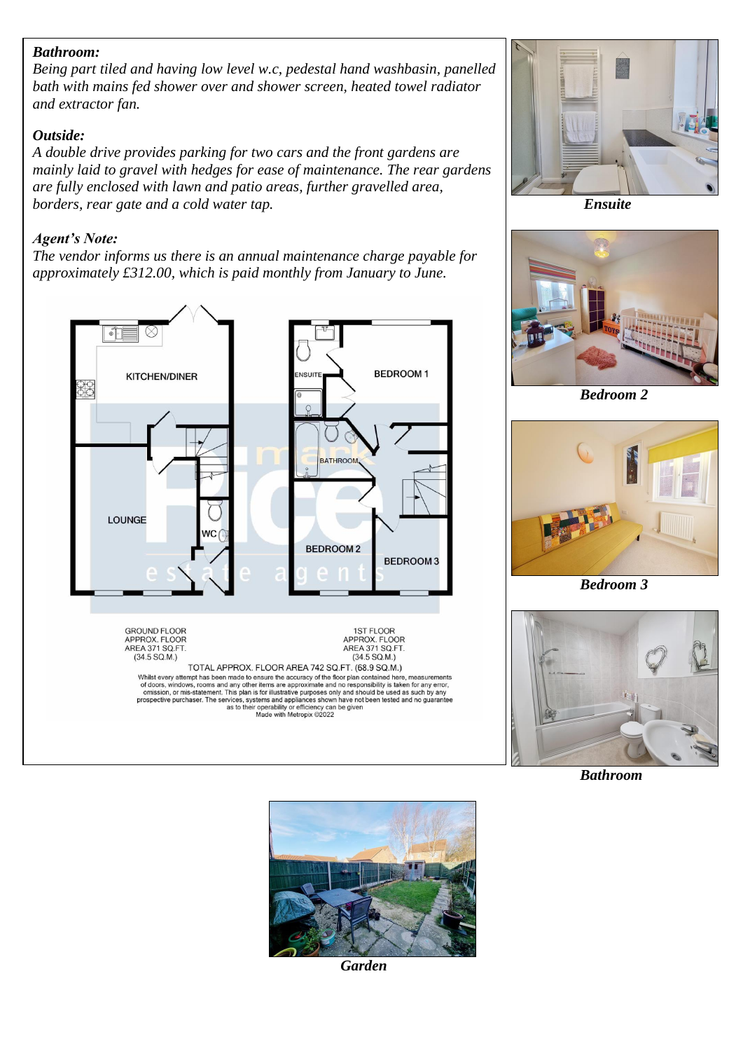***Bathroom:***
*Being part tiled and having low level w.c, pedestal hand washbasin, panelled bath with mains fed shower over and shower screen, heated towel radiator and extractor fan.*

***Outside:***
*A double drive provides parking for two cars and the front gardens are mainly laid to gravel with hedges for ease of maintenance. The rear gardens are fully enclosed with lawn and patio areas, further gravelled area, borders, rear gate and a cold water tap.*

***Agent's Note:***
*The vendor informs us there is an annual maintenance charge payable for approximately £312.00, which is paid monthly from January to June.*

KITCHEN/DINER

LOUNGE

WC

ENSUITE

BEDROOM 1

BATHROOM

BEDROOM 2

BEDROOM 3

GROUND FLOOR
APPROX. FLOOR
AREA 371 SQ.FT.
(34.5 SQ.M.)

1ST FLOOR
APPROX. FLOOR
AREA 371 SQ.FT.
(34.5 SQ.M.)

TOTAL APPROX. FLOOR AREA 742 SQ.FT. (68.9 SQ.M.)

Whilst every attempt has been made to ensure the accuracy of the floor plan contained here, measurements of doors, windows, rooms and any other items are approximate and no responsibility is taken for any error, omission, or mis-statement. This plan is for illustrative purposes only and should be used as such by any prospective purchaser. The services, systems and appliances shown have not been tested and no guarantee as to their operability or efficiency can be given
Made with Metropix ©2022

***Ensuite***

***Bedroom 2***

***Bedroom 3***

***Bathroom***

***Garden***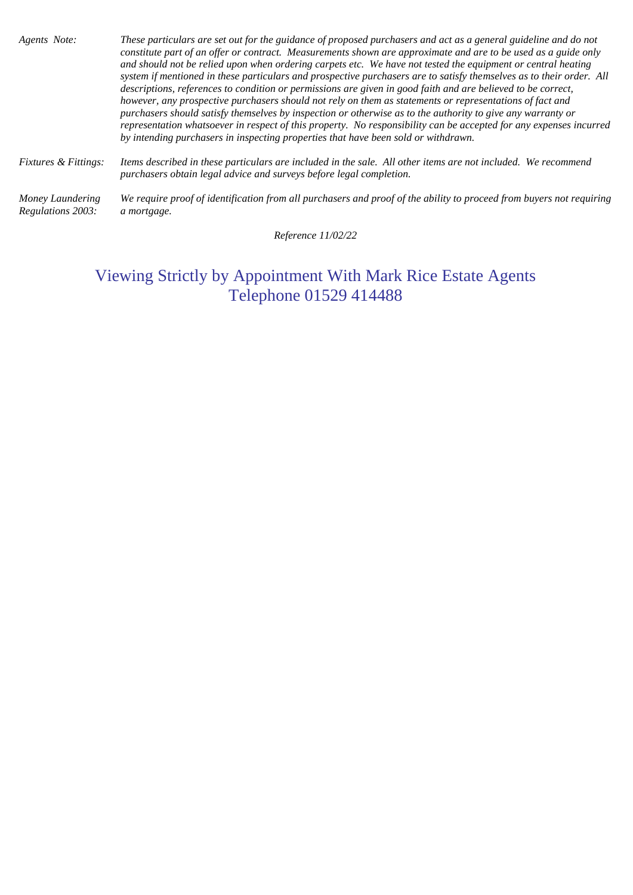*Agents Note:* *These particulars are set out for the guidance of proposed purchasers and act as a general guideline and do not constitute part of an offer or contract. Measurements shown are approximate and are to be used as a guide only and should not be relied upon when ordering carpets etc. We have not tested the equipment or central heating system if mentioned in these particulars and prospective purchasers are to satisfy themselves as to their order. All descriptions, references to condition or permissions are given in good faith and are believed to be correct, however, any prospective purchasers should not rely on them as statements or representations of fact and purchasers should satisfy themselves by inspection or otherwise as to the authority to give any warranty or representation whatsoever in respect of this property. No responsibility can be accepted for any expenses incurred by intending purchasers in inspecting properties that have been sold or withdrawn.*

*Fixtures & Fittings:* *Items described in these particulars are included in the sale. All other items are not included. We recommend purchasers obtain legal advice and surveys before legal completion.*

*Money Laundering Regulations 2003:* *We require proof of identification from all purchasers and proof of the ability to proceed from buyers not requiring a mortgage.*

*Reference 11/02/22*

## Viewing Strictly by Appointment With Mark Rice Estate Agents
## Telephone 01529 414488